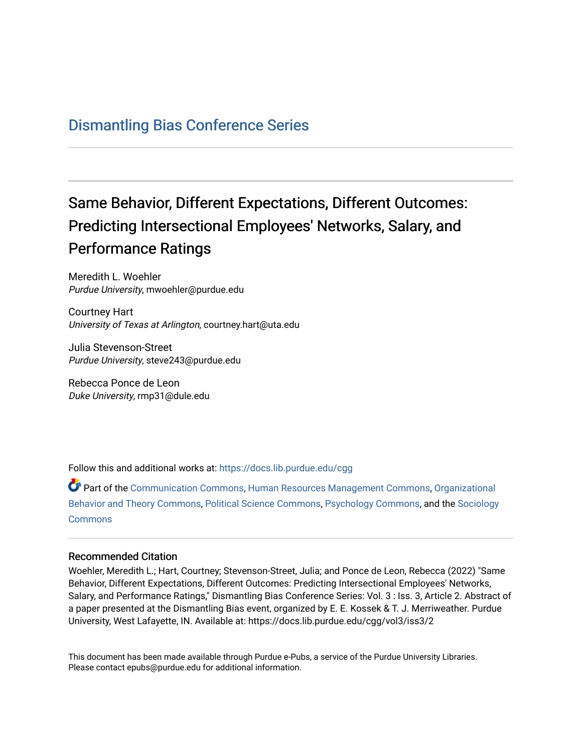# Dismantling Bias Conference Series

## Same Behavior, Different Expectations, Different Outcomes: Predicting Intersectional Employees' Networks, Salary, and Performance Ratings

Meredith L. Woehler
*Purdue University*, mwoehler@purdue.edu

Courtney Hart
*University of Texas at Arlington*, courtney.hart@uta.edu

Julia Stevenson-Street
*Purdue University*, steve243@purdue.edu

Rebecca Ponce de Leon
*Duke University*, rmp31@dule.edu

Follow this and additional works at: https://docs.lib.purdue.edu/cgg

Part of the Communication Commons, Human Resources Management Commons, Organizational Behavior and Theory Commons, Political Science Commons, Psychology Commons, and the Sociology Commons

### Recommended Citation

Woehler, Meredith L.; Hart, Courtney; Stevenson-Street, Julia; and Ponce de Leon, Rebecca (2022) "Same Behavior, Different Expectations, Different Outcomes: Predicting Intersectional Employees' Networks, Salary, and Performance Ratings," Dismantling Bias Conference Series: Vol. 3 : Iss. 3, Article 2. Abstract of a paper presented at the Dismantling Bias event, organized by E. E. Kossek & T. J. Merriweather. Purdue University, West Lafayette, IN. Available at: https://docs.lib.purdue.edu/cgg/vol3/iss3/2

This document has been made available through Purdue e-Pubs, a service of the Purdue University Libraries. Please contact epubs@purdue.edu for additional information.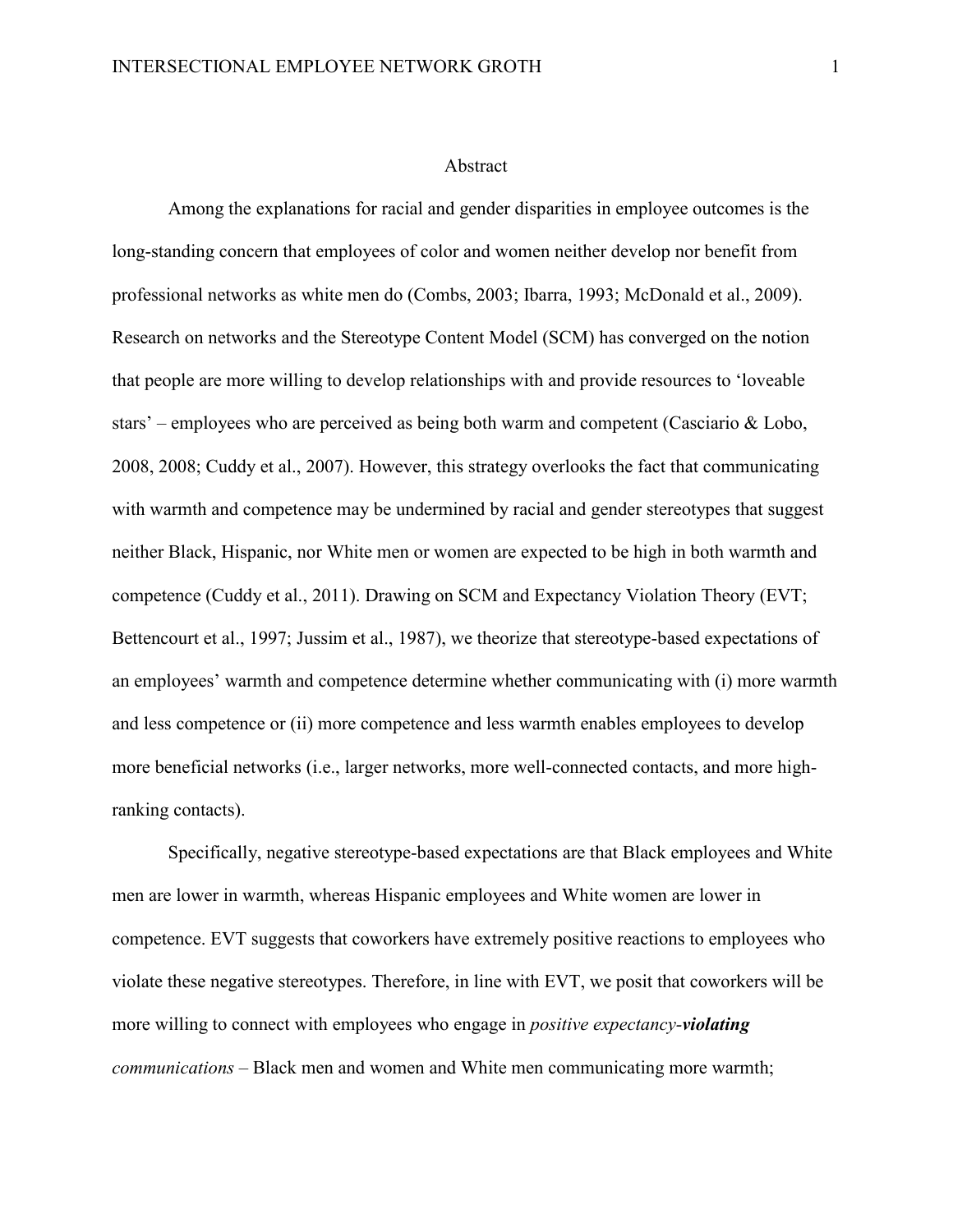## Abstract

Among the explanations for racial and gender disparities in employee outcomes is the long-standing concern that employees of color and women neither develop nor benefit from professional networks as white men do (Combs, 2003; Ibarra, 1993; McDonald et al., 2009). Research on networks and the Stereotype Content Model (SCM) has converged on the notion that people are more willing to develop relationships with and provide resources to 'loveable stars' – employees who are perceived as being both warm and competent (Casciario & Lobo, 2008, 2008; Cuddy et al., 2007). However, this strategy overlooks the fact that communicating with warmth and competence may be undermined by racial and gender stereotypes that suggest neither Black, Hispanic, nor White men or women are expected to be high in both warmth and competence (Cuddy et al., 2011). Drawing on SCM and Expectancy Violation Theory (EVT; Bettencourt et al., 1997; Jussim et al., 1987), we theorize that stereotype-based expectations of an employees' warmth and competence determine whether communicating with (i) more warmth and less competence or (ii) more competence and less warmth enables employees to develop more beneficial networks (i.e., larger networks, more well-connected contacts, and more high-ranking contacts).

Specifically, negative stereotype-based expectations are that Black employees and White men are lower in warmth, whereas Hispanic employees and White women are lower in competence. EVT suggests that coworkers have extremely positive reactions to employees who violate these negative stereotypes. Therefore, in line with EVT, we posit that coworkers will be more willing to connect with employees who engage in *positive expectancy-**violating** communications* – Black men and women and White men communicating more warmth;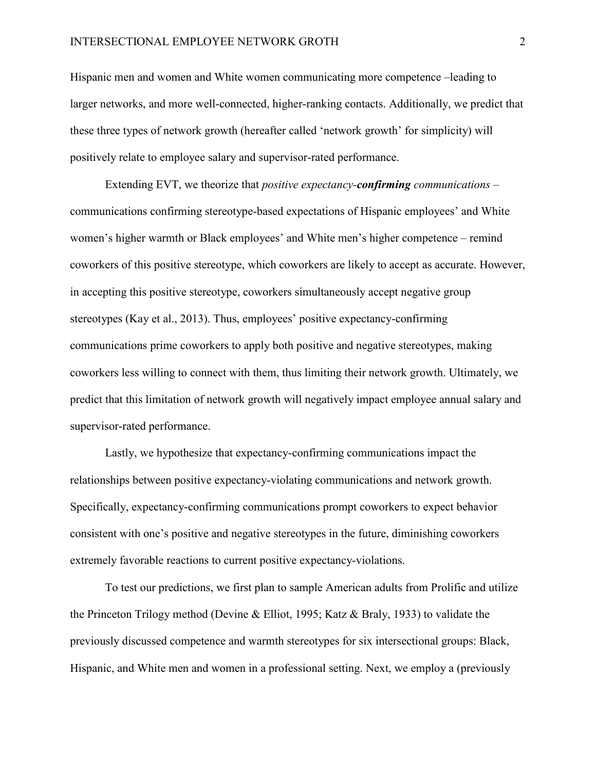Hispanic men and women and White women communicating more competence –leading to larger networks, and more well-connected, higher-ranking contacts. Additionally, we predict that these three types of network growth (hereafter called 'network growth' for simplicity) will positively relate to employee salary and supervisor-rated performance.

Extending EVT, we theorize that *positive expectancy-**confirming** communications* – communications confirming stereotype-based expectations of Hispanic employees' and White women's higher warmth or Black employees' and White men's higher competence – remind coworkers of this positive stereotype, which coworkers are likely to accept as accurate. However, in accepting this positive stereotype, coworkers simultaneously accept negative group stereotypes (Kay et al., 2013). Thus, employees' positive expectancy-confirming communications prime coworkers to apply both positive and negative stereotypes, making coworkers less willing to connect with them, thus limiting their network growth. Ultimately, we predict that this limitation of network growth will negatively impact employee annual salary and supervisor-rated performance.

Lastly, we hypothesize that expectancy-confirming communications impact the relationships between positive expectancy-violating communications and network growth. Specifically, expectancy-confirming communications prompt coworkers to expect behavior consistent with one's positive and negative stereotypes in the future, diminishing coworkers extremely favorable reactions to current positive expectancy-violations.

To test our predictions, we first plan to sample American adults from Prolific and utilize the Princeton Trilogy method (Devine & Elliot, 1995; Katz & Braly, 1933) to validate the previously discussed competence and warmth stereotypes for six intersectional groups: Black, Hispanic, and White men and women in a professional setting. Next, we employ a (previously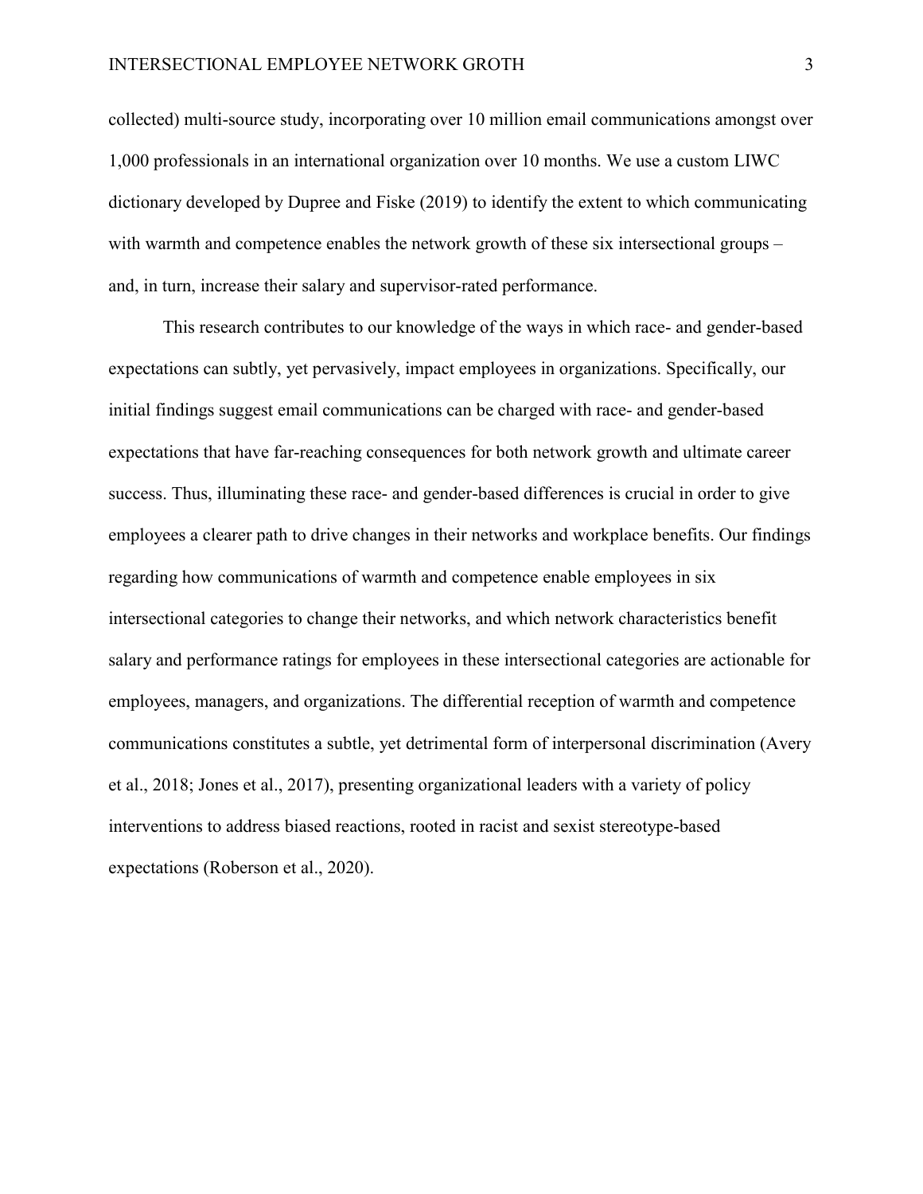collected) multi-source study, incorporating over 10 million email communications amongst over 1,000 professionals in an international organization over 10 months. We use a custom LIWC dictionary developed by Dupree and Fiske (2019) to identify the extent to which communicating with warmth and competence enables the network growth of these six intersectional groups – and, in turn, increase their salary and supervisor-rated performance.

This research contributes to our knowledge of the ways in which race- and gender-based expectations can subtly, yet pervasively, impact employees in organizations. Specifically, our initial findings suggest email communications can be charged with race- and gender-based expectations that have far-reaching consequences for both network growth and ultimate career success. Thus, illuminating these race- and gender-based differences is crucial in order to give employees a clearer path to drive changes in their networks and workplace benefits. Our findings regarding how communications of warmth and competence enable employees in six intersectional categories to change their networks, and which network characteristics benefit salary and performance ratings for employees in these intersectional categories are actionable for employees, managers, and organizations. The differential reception of warmth and competence communications constitutes a subtle, yet detrimental form of interpersonal discrimination (Avery et al., 2018; Jones et al., 2017), presenting organizational leaders with a variety of policy interventions to address biased reactions, rooted in racist and sexist stereotype-based expectations (Roberson et al., 2020).